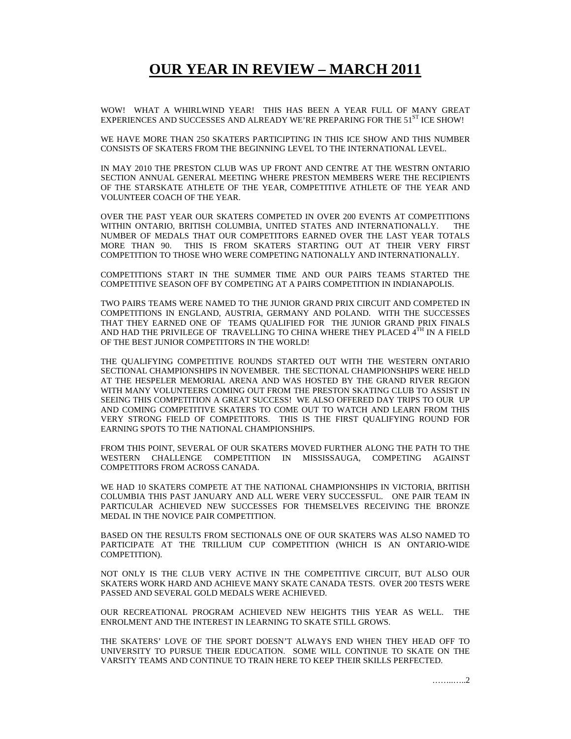# OUR YEAR IN REVIEW – MARCH 2011

WOW! WHAT A WHIRLWIND YEAR! THIS HAS BEEN A YEAR FULL OF MANY GREAT EXPERIENCES AND SUCCESSES AND ALREADY WE'RE PREPARING FOR THE 51ST ICE SHOW!

WE HAVE MORE THAN 250 SKATERS PARTICIPTING IN THIS ICE SHOW AND THIS NUMBER CONSISTS OF SKATERS FROM THE BEGINNING LEVEL TO THE INTERNATIONAL LEVEL.

IN MAY 2010 THE PRESTON CLUB WAS UP FRONT AND CENTRE AT THE WESTRN ONTARIO SECTION ANNUAL GENERAL MEETING WHERE PRESTON MEMBERS WERE THE RECIPIENTS OF THE STARSKATE ATHLETE OF THE YEAR, COMPETITIVE ATHLETE OF THE YEAR AND VOLUNTEER COACH OF THE YEAR.

OVER THE PAST YEAR OUR SKATERS COMPETED IN OVER 200 EVENTS AT COMPETITIONS WITHIN ONTARIO, BRITISH COLUMBIA, UNITED STATES AND INTERNATIONALLY. THE NUMBER OF MEDALS THAT OUR COMPETITORS EARNED OVER THE LAST YEAR TOTALS MORE THAN 90. THIS IS FROM SKATERS STARTING OUT AT THEIR VERY FIRST COMPETITION TO THOSE WHO WERE COMPETING NATIONALLY AND INTERNATIONALLY.

COMPETITIONS START IN THE SUMMER TIME AND OUR PAIRS TEAMS STARTED THE COMPETITIVE SEASON OFF BY COMPETING AT A PAIRS COMPETITION IN INDIANAPOLIS.

TWO PAIRS TEAMS WERE NAMED TO THE JUNIOR GRAND PRIX CIRCUIT AND COMPETED IN COMPETITIONS IN ENGLAND, AUSTRIA, GERMANY AND POLAND. WITH THE SUCCESSES THAT THEY EARNED ONE OF TEAMS QUALIFIED FOR THE JUNIOR GRAND PRIX FINALS AND HAD THE PRIVILEGE OF TRAVELLING TO CHINA WHERE THEY PLACED 4TH IN A FIELD OF THE BEST JUNIOR COMPETITORS IN THE WORLD!

THE QUALIFYING COMPETITIVE ROUNDS STARTED OUT WITH THE WESTERN ONTARIO SECTIONAL CHAMPIONSHIPS IN NOVEMBER. THE SECTIONAL CHAMPIONSHIPS WERE HELD AT THE HESPELER MEMORIAL ARENA AND WAS HOSTED BY THE GRAND RIVER REGION WITH MANY VOLUNTEERS COMING OUT FROM THE PRESTON SKATING CLUB TO ASSIST IN SEEING THIS COMPETITION A GREAT SUCCESS! WE ALSO OFFERED DAY TRIPS TO OUR UP AND COMING COMPETITIVE SKATERS TO COME OUT TO WATCH AND LEARN FROM THIS VERY STRONG FIELD OF COMPETITORS. THIS IS THE FIRST QUALIFYING ROUND FOR EARNING SPOTS TO THE NATIONAL CHAMPIONSHIPS.

FROM THIS POINT, SEVERAL OF OUR SKATERS MOVED FURTHER ALONG THE PATH TO THE WESTERN CHALLENGE COMPETITION IN MISSISSAUGA, COMPETING AGAINST COMPETITORS FROM ACROSS CANADA.

WE HAD 10 SKATERS COMPETE AT THE NATIONAL CHAMPIONSHIPS IN VICTORIA, BRITISH COLUMBIA THIS PAST JANUARY AND ALL WERE VERY SUCCESSFUL. ONE PAIR TEAM IN PARTICULAR ACHIEVED NEW SUCCESSES FOR THEMSELVES RECEIVING THE BRONZE MEDAL IN THE NOVICE PAIR COMPETITION.

BASED ON THE RESULTS FROM SECTIONALS ONE OF OUR SKATERS WAS ALSO NAMED TO PARTICIPATE AT THE TRILLIUM CUP COMPETITION (WHICH IS AN ONTARIO-WIDE COMPETITION).

NOT ONLY IS THE CLUB VERY ACTIVE IN THE COMPETITIVE CIRCUIT, BUT ALSO OUR SKATERS WORK HARD AND ACHIEVE MANY SKATE CANADA TESTS. OVER 200 TESTS WERE PASSED AND SEVERAL GOLD MEDALS WERE ACHIEVED.

OUR RECREATIONAL PROGRAM ACHIEVED NEW HEIGHTS THIS YEAR AS WELL. THE ENROLMENT AND THE INTEREST IN LEARNING TO SKATE STILL GROWS.

THE SKATERS' LOVE OF THE SPORT DOESN'T ALWAYS END WHEN THEY HEAD OFF TO UNIVERSITY TO PURSUE THEIR EDUCATION. SOME WILL CONTINUE TO SKATE ON THE VARSITY TEAMS AND CONTINUE TO TRAIN HERE TO KEEP THEIR SKILLS PERFECTED.

……..…..2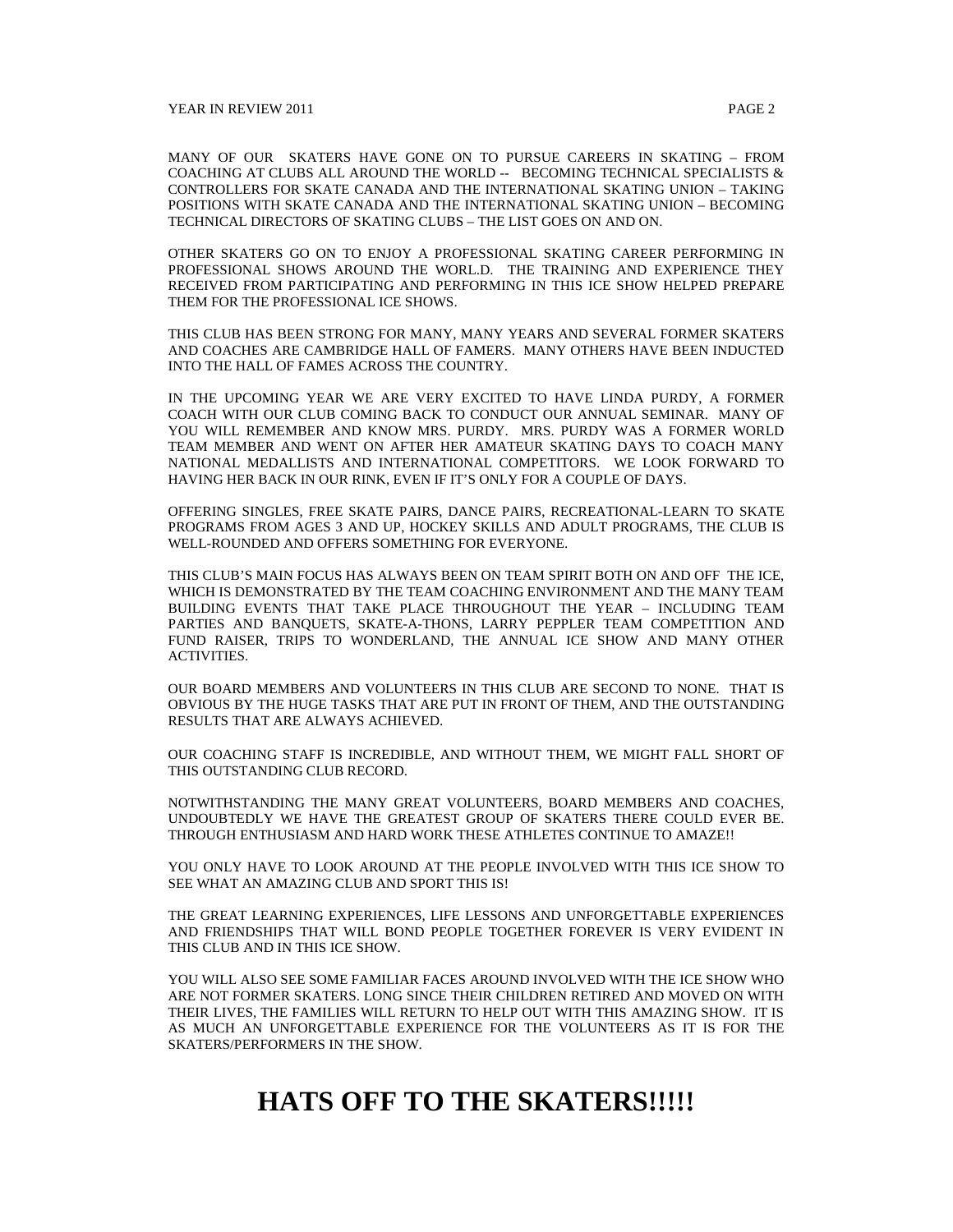MANY OF OUR SKATERS HAVE GONE ON TO PURSUE CAREERS IN SKATING – FROM COACHING AT CLUBS ALL AROUND THE WORLD -- BECOMING TECHNICAL SPECIALISTS & CONTROLLERS FOR SKATE CANADA AND THE INTERNATIONAL SKATING UNION – TAKING POSITIONS WITH SKATE CANADA AND THE INTERNATIONAL SKATING UNION – BECOMING TECHNICAL DIRECTORS OF SKATING CLUBS – THE LIST GOES ON AND ON.

OTHER SKATERS GO ON TO ENJOY A PROFESSIONAL SKATING CAREER PERFORMING IN PROFESSIONAL SHOWS AROUND THE WORL.D. THE TRAINING AND EXPERIENCE THEY RECEIVED FROM PARTICIPATING AND PERFORMING IN THIS ICE SHOW HELPED PREPARE THEM FOR THE PROFESSIONAL ICE SHOWS.

THIS CLUB HAS BEEN STRONG FOR MANY, MANY YEARS AND SEVERAL FORMER SKATERS AND COACHES ARE CAMBRIDGE HALL OF FAMERS. MANY OTHERS HAVE BEEN INDUCTED INTO THE HALL OF FAMES ACROSS THE COUNTRY.

IN THE UPCOMING YEAR WE ARE VERY EXCITED TO HAVE LINDA PURDY, A FORMER COACH WITH OUR CLUB COMING BACK TO CONDUCT OUR ANNUAL SEMINAR. MANY OF YOU WILL REMEMBER AND KNOW MRS. PURDY. MRS. PURDY WAS A FORMER WORLD TEAM MEMBER AND WENT ON AFTER HER AMATEUR SKATING DAYS TO COACH MANY NATIONAL MEDALLISTS AND INTERNATIONAL COMPETITORS. WE LOOK FORWARD TO HAVING HER BACK IN OUR RINK, EVEN IF IT'S ONLY FOR A COUPLE OF DAYS.

OFFERING SINGLES, FREE SKATE PAIRS, DANCE PAIRS, RECREATIONAL-LEARN TO SKATE PROGRAMS FROM AGES 3 AND UP, HOCKEY SKILLS AND ADULT PROGRAMS, THE CLUB IS WELL-ROUNDED AND OFFERS SOMETHING FOR EVERYONE.

THIS CLUB'S MAIN FOCUS HAS ALWAYS BEEN ON TEAM SPIRIT BOTH ON AND OFF THE ICE, WHICH IS DEMONSTRATED BY THE TEAM COACHING ENVIRONMENT AND THE MANY TEAM BUILDING EVENTS THAT TAKE PLACE THROUGHOUT THE YEAR – INCLUDING TEAM PARTIES AND BANQUETS, SKATE-A-THONS, LARRY PEPPLER TEAM COMPETITION AND FUND RAISER, TRIPS TO WONDERLAND, THE ANNUAL ICE SHOW AND MANY OTHER ACTIVITIES.

OUR BOARD MEMBERS AND VOLUNTEERS IN THIS CLUB ARE SECOND TO NONE. THAT IS OBVIOUS BY THE HUGE TASKS THAT ARE PUT IN FRONT OF THEM, AND THE OUTSTANDING RESULTS THAT ARE ALWAYS ACHIEVED.

OUR COACHING STAFF IS INCREDIBLE, AND WITHOUT THEM, WE MIGHT FALL SHORT OF THIS OUTSTANDING CLUB RECORD.

NOTWITHSTANDING THE MANY GREAT VOLUNTEERS, BOARD MEMBERS AND COACHES, UNDOUBTEDLY WE HAVE THE GREATEST GROUP OF SKATERS THERE COULD EVER BE. THROUGH ENTHUSIASM AND HARD WORK THESE ATHLETES CONTINUE TO AMAZE!!

YOU ONLY HAVE TO LOOK AROUND AT THE PEOPLE INVOLVED WITH THIS ICE SHOW TO SEE WHAT AN AMAZING CLUB AND SPORT THIS IS!

THE GREAT LEARNING EXPERIENCES, LIFE LESSONS AND UNFORGETTABLE EXPERIENCES AND FRIENDSHIPS THAT WILL BOND PEOPLE TOGETHER FOREVER IS VERY EVIDENT IN THIS CLUB AND IN THIS ICE SHOW.

YOU WILL ALSO SEE SOME FAMILIAR FACES AROUND INVOLVED WITH THE ICE SHOW WHO ARE NOT FORMER SKATERS. LONG SINCE THEIR CHILDREN RETIRED AND MOVED ON WITH THEIR LIVES, THE FAMILIES WILL RETURN TO HELP OUT WITH THIS AMAZING SHOW. IT IS AS MUCH AN UNFORGETTABLE EXPERIENCE FOR THE VOLUNTEERS AS IT IS FOR THE SKATERS/PERFORMERS IN THE SHOW.

# HATS OFF TO THE SKATERS!!!!!